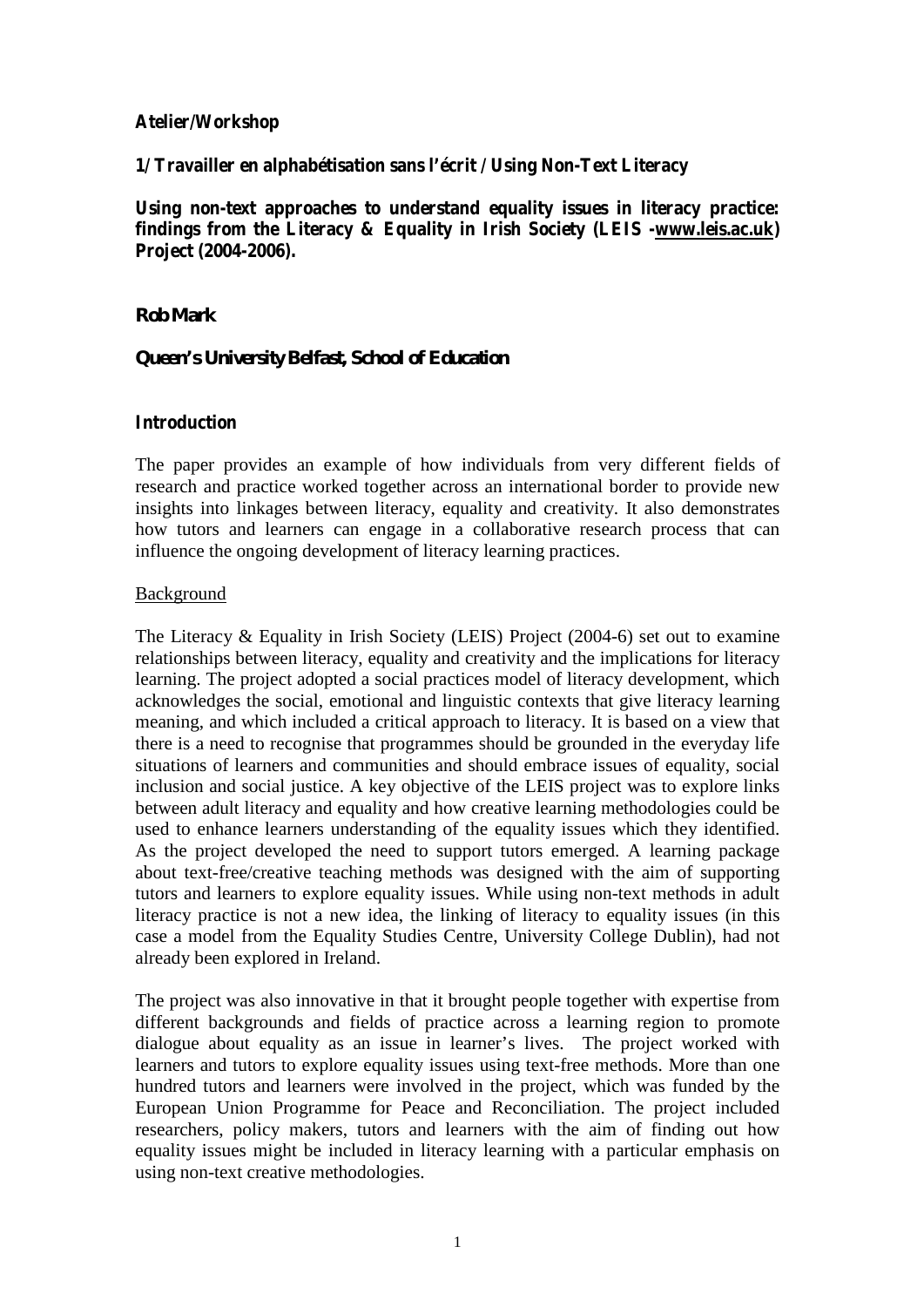**Atelier/Workshop**

**1/ Travailler en alphabétisation sans l'écrit / Using Non-Text Literacy**

**Using non-text approaches to understand equality issues in literacy practice: findings from the Literacy & Equality in Irish Society (LEIS -www.leis.ac.uk) Project (2004-2006).**

**Rob Mark**

***Queen's University Belfast, School of Education***

## Introduction

The paper provides an example of how individuals from very different fields of research and practice worked together across an international border to provide new insights into linkages between literacy, equality and creativity. It also demonstrates how tutors and learners can engage in a collaborative research process that can influence the ongoing development of literacy learning practices.

### Background

The Literacy & Equality in Irish Society (LEIS) Project (2004-6) set out to examine relationships between literacy, equality and creativity and the implications for literacy learning. The project adopted a social practices model of literacy development, which acknowledges the social, emotional and linguistic contexts that give literacy learning meaning, and which included a critical approach to literacy. It is based on a view that there is a need to recognise that programmes should be grounded in the everyday life situations of learners and communities and should embrace issues of equality, social inclusion and social justice. A key objective of the LEIS project was to explore links between adult literacy and equality and how creative learning methodologies could be used to enhance learners understanding of the equality issues which they identified. As the project developed the need to support tutors emerged. A learning package about text-free/creative teaching methods was designed with the aim of supporting tutors and learners to explore equality issues. While using non-text methods in adult literacy practice is not a new idea, the linking of literacy to equality issues (in this case a model from the Equality Studies Centre, University College Dublin), had not already been explored in Ireland.

The project was also innovative in that it brought people together with expertise from different backgrounds and fields of practice across a learning region to promote dialogue about equality as an issue in learner's lives. The project worked with learners and tutors to explore equality issues using text-free methods. More than one hundred tutors and learners were involved in the project, which was funded by the European Union Programme for Peace and Reconciliation. The project included researchers, policy makers, tutors and learners with the aim of finding out how equality issues might be included in literacy learning with a particular emphasis on using non-text creative methodologies.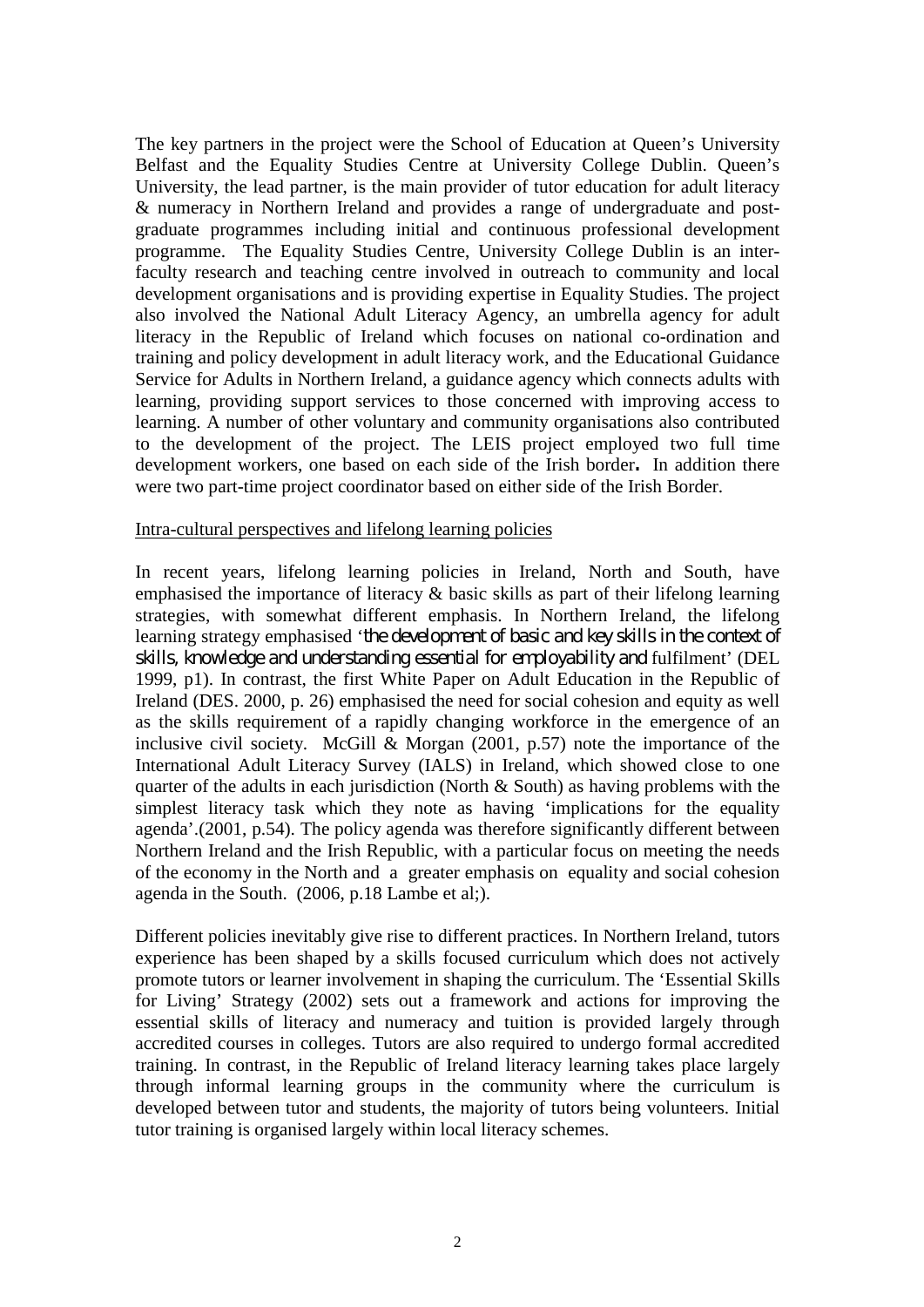The key partners in the project were the School of Education at Queen's University Belfast and the Equality Studies Centre at University College Dublin. Queen's University, the lead partner, is the main provider of tutor education for adult literacy & numeracy in Northern Ireland and provides a range of undergraduate and post-graduate programmes including initial and continuous professional development programme. The Equality Studies Centre, University College Dublin is an inter-faculty research and teaching centre involved in outreach to community and local development organisations and is providing expertise in Equality Studies. The project also involved the National Adult Literacy Agency, an umbrella agency for adult literacy in the Republic of Ireland which focuses on national co-ordination and training and policy development in adult literacy work, and the Educational Guidance Service for Adults in Northern Ireland, a guidance agency which connects adults with learning, providing support services to those concerned with improving access to learning. A number of other voluntary and community organisations also contributed to the development of the project. The LEIS project employed two full time development workers, one based on each side of the Irish border**.** In addition there were two part-time project coordinator based on either side of the Irish Border.

Intra-cultural perspectives and lifelong learning policies

In recent years, lifelong learning policies in Ireland, North and South, have emphasised the importance of literacy & basic skills as part of their lifelong learning strategies, with somewhat different emphasis. In Northern Ireland, the lifelong learning strategy emphasised '*the development of basic and key skills in the context of skills, knowledge and understanding essential for employability and* fulfilment' (DEL 1999, p1). In contrast, the first White Paper on Adult Education in the Republic of Ireland (DES. 2000, p. 26) emphasised the need for social cohesion and equity as well as the skills requirement of a rapidly changing workforce in the emergence of an inclusive civil society. McGill & Morgan (2001, p.57) note the importance of the International Adult Literacy Survey (IALS) in Ireland, which showed close to one quarter of the adults in each jurisdiction (North & South) as having problems with the simplest literacy task which they note as having 'implications for the equality agenda'.(2001, p.54). The policy agenda was therefore significantly different between Northern Ireland and the Irish Republic, with a particular focus on meeting the needs of the economy in the North and a greater emphasis on equality and social cohesion agenda in the South. (2006, p.18 Lambe et al;).

Different policies inevitably give rise to different practices. In Northern Ireland, tutors experience has been shaped by a skills focused curriculum which does not actively promote tutors or learner involvement in shaping the curriculum. The 'Essential Skills for Living' Strategy (2002) sets out a framework and actions for improving the essential skills of literacy and numeracy and tuition is provided largely through accredited courses in colleges. Tutors are also required to undergo formal accredited training. In contrast, in the Republic of Ireland literacy learning takes place largely through informal learning groups in the community where the curriculum is developed between tutor and students, the majority of tutors being volunteers. Initial tutor training is organised largely within local literacy schemes.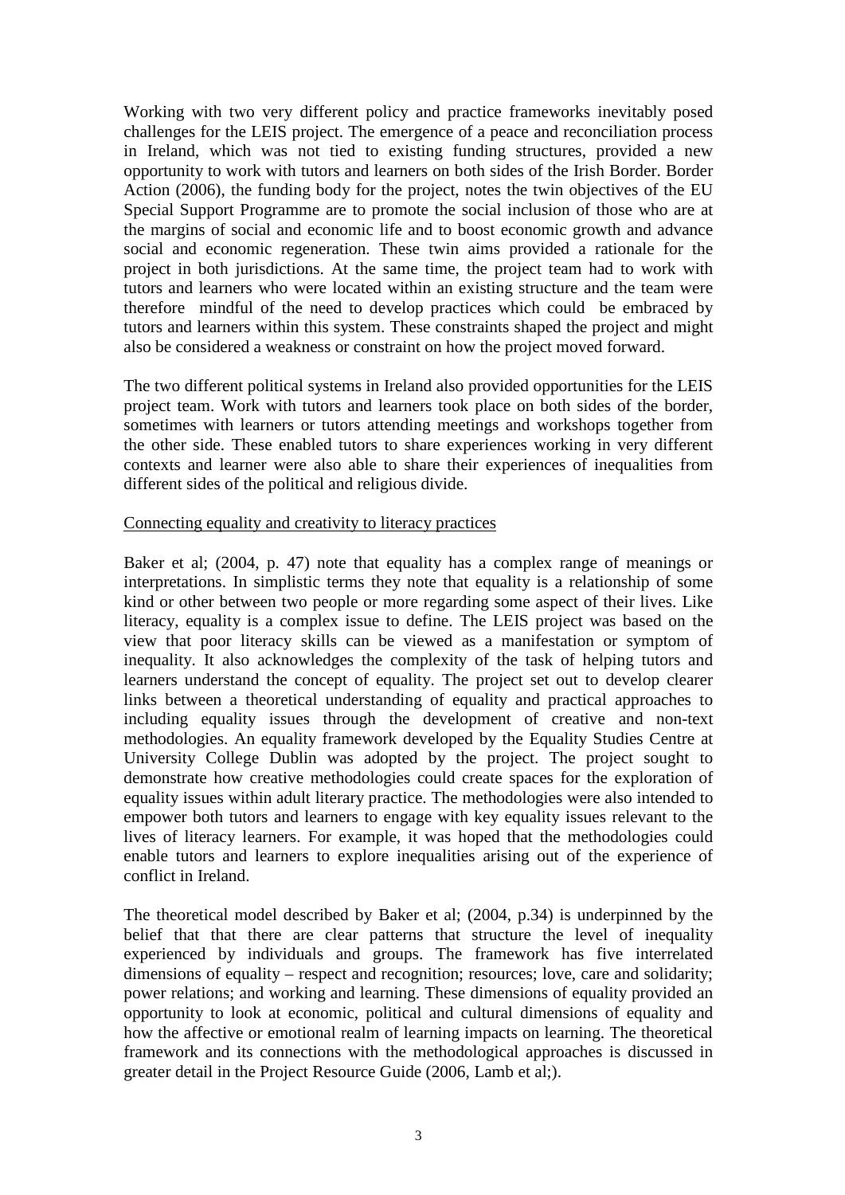Working with two very different policy and practice frameworks inevitably posed challenges for the LEIS project. The emergence of a peace and reconciliation process in Ireland, which was not tied to existing funding structures, provided a new opportunity to work with tutors and learners on both sides of the Irish Border. Border Action (2006), the funding body for the project, notes the twin objectives of the EU Special Support Programme are to promote the social inclusion of those who are at the margins of social and economic life and to boost economic growth and advance social and economic regeneration. These twin aims provided a rationale for the project in both jurisdictions. At the same time, the project team had to work with tutors and learners who were located within an existing structure and the team were therefore mindful of the need to develop practices which could be embraced by tutors and learners within this system. These constraints shaped the project and might also be considered a weakness or constraint on how the project moved forward.

The two different political systems in Ireland also provided opportunities for the LEIS project team. Work with tutors and learners took place on both sides of the border, sometimes with learners or tutors attending meetings and workshops together from the other side. These enabled tutors to share experiences working in very different contexts and learner were also able to share their experiences of inequalities from different sides of the political and religious divide.

<u>Connecting equality and creativity to literacy practices</u>

Baker et al; (2004, p. 47) note that equality has a complex range of meanings or interpretations. In simplistic terms they note that equality is a relationship of some kind or other between two people or more regarding some aspect of their lives. Like literacy, equality is a complex issue to define. The LEIS project was based on the view that poor literacy skills can be viewed as a manifestation or symptom of inequality. It also acknowledges the complexity of the task of helping tutors and learners understand the concept of equality. The project set out to develop clearer links between a theoretical understanding of equality and practical approaches to including equality issues through the development of creative and non-text methodologies. An equality framework developed by the Equality Studies Centre at University College Dublin was adopted by the project. The project sought to demonstrate how creative methodologies could create spaces for the exploration of equality issues within adult literary practice. The methodologies were also intended to empower both tutors and learners to engage with key equality issues relevant to the lives of literacy learners. For example, it was hoped that the methodologies could enable tutors and learners to explore inequalities arising out of the experience of conflict in Ireland.

The theoretical model described by Baker et al; (2004, p.34) is underpinned by the belief that that there are clear patterns that structure the level of inequality experienced by individuals and groups. The framework has five interrelated dimensions of equality – respect and recognition; resources; love, care and solidarity; power relations; and working and learning. These dimensions of equality provided an opportunity to look at economic, political and cultural dimensions of equality and how the affective or emotional realm of learning impacts on learning. The theoretical framework and its connections with the methodological approaches is discussed in greater detail in the Project Resource Guide (2006, Lamb et al;).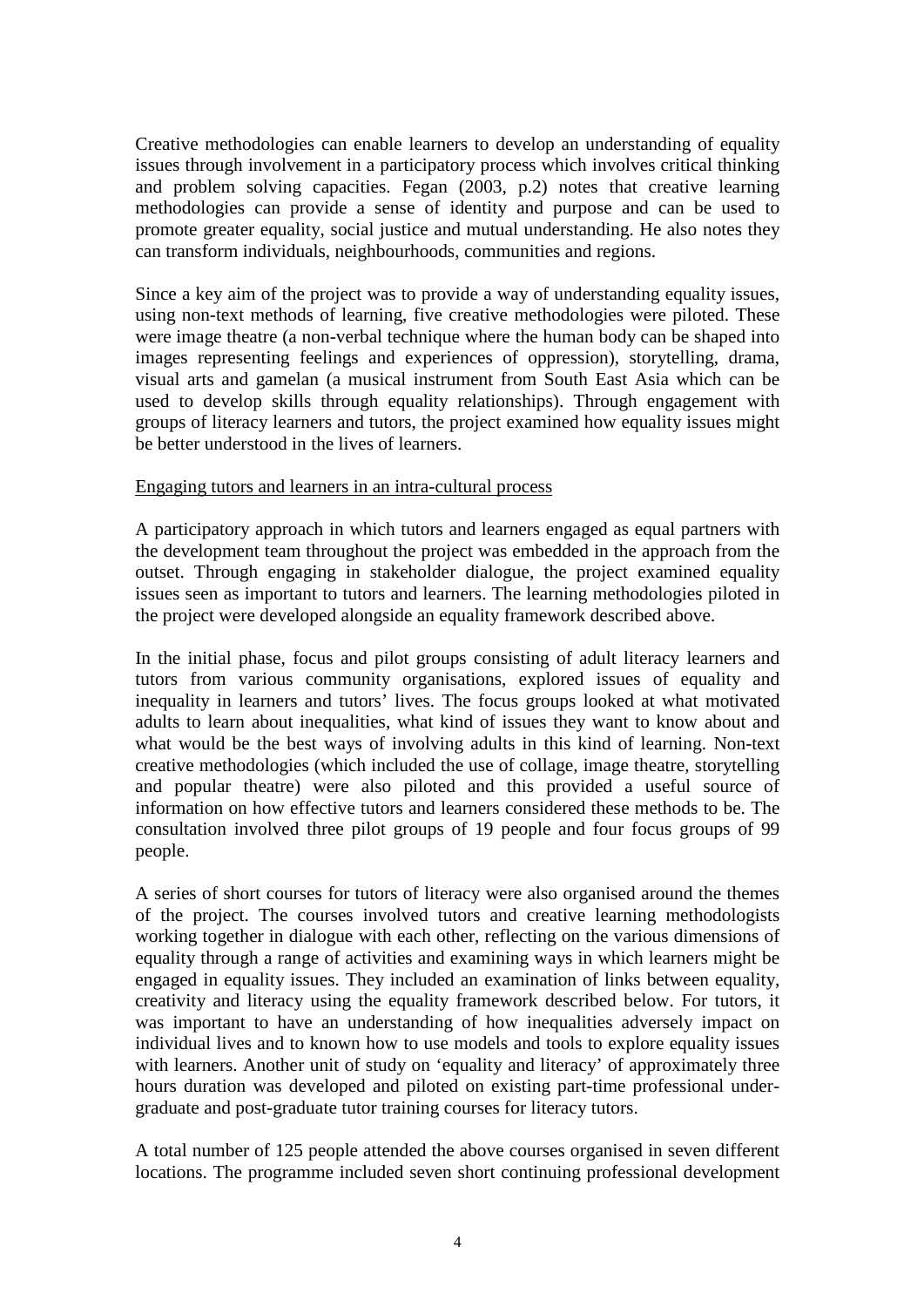Creative methodologies can enable learners to develop an understanding of equality issues through involvement in a participatory process which involves critical thinking and problem solving capacities. Fegan (2003, p.2) notes that creative learning methodologies can provide a sense of identity and purpose and can be used to promote greater equality, social justice and mutual understanding. He also notes they can transform individuals, neighbourhoods, communities and regions.

Since a key aim of the project was to provide a way of understanding equality issues, using non-text methods of learning, five creative methodologies were piloted. These were image theatre (a non-verbal technique where the human body can be shaped into images representing feelings and experiences of oppression), storytelling, drama, visual arts and gamelan (a musical instrument from South East Asia which can be used to develop skills through equality relationships). Through engagement with groups of literacy learners and tutors, the project examined how equality issues might be better understood in the lives of learners.

<u>Engaging tutors and learners in an intra-cultural process</u>

A participatory approach in which tutors and learners engaged as equal partners with the development team throughout the project was embedded in the approach from the outset. Through engaging in stakeholder dialogue, the project examined equality issues seen as important to tutors and learners. The learning methodologies piloted in the project were developed alongside an equality framework described above.

In the initial phase, focus and pilot groups consisting of adult literacy learners and tutors from various community organisations, explored issues of equality and inequality in learners and tutors' lives. The focus groups looked at what motivated adults to learn about inequalities, what kind of issues they want to know about and what would be the best ways of involving adults in this kind of learning. Non-text creative methodologies (which included the use of collage, image theatre, storytelling and popular theatre) were also piloted and this provided a useful source of information on how effective tutors and learners considered these methods to be. The consultation involved three pilot groups of 19 people and four focus groups of 99 people.

A series of short courses for tutors of literacy were also organised around the themes of the project. The courses involved tutors and creative learning methodologists working together in dialogue with each other, reflecting on the various dimensions of equality through a range of activities and examining ways in which learners might be engaged in equality issues. They included an examination of links between equality, creativity and literacy using the equality framework described below. For tutors, it was important to have an understanding of how inequalities adversely impact on individual lives and to known how to use models and tools to explore equality issues with learners. Another unit of study on 'equality and literacy' of approximately three hours duration was developed and piloted on existing part-time professional under-graduate and post-graduate tutor training courses for literacy tutors.

A total number of 125 people attended the above courses organised in seven different locations. The programme included seven short continuing professional development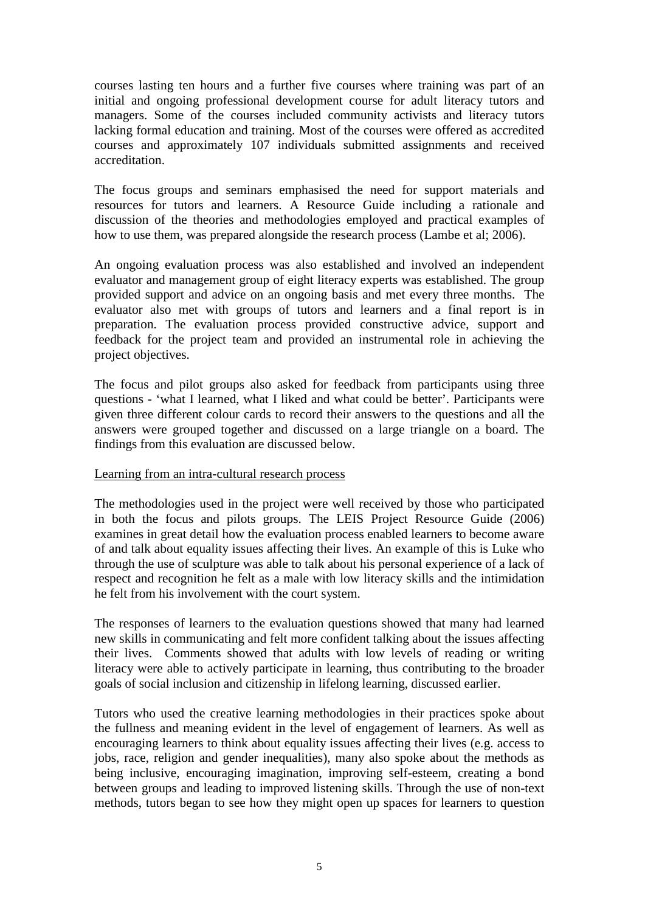courses lasting ten hours and a further five courses where training was part of an initial and ongoing professional development course for adult literacy tutors and managers. Some of the courses included community activists and literacy tutors lacking formal education and training. Most of the courses were offered as accredited courses and approximately 107 individuals submitted assignments and received accreditation.

The focus groups and seminars emphasised the need for support materials and resources for tutors and learners. A Resource Guide including a rationale and discussion of the theories and methodologies employed and practical examples of how to use them, was prepared alongside the research process (Lambe et al; 2006).

An ongoing evaluation process was also established and involved an independent evaluator and management group of eight literacy experts was established. The group provided support and advice on an ongoing basis and met every three months. The evaluator also met with groups of tutors and learners and a final report is in preparation. The evaluation process provided constructive advice, support and feedback for the project team and provided an instrumental role in achieving the project objectives.

The focus and pilot groups also asked for feedback from participants using three questions - 'what I learned, what I liked and what could be better'. Participants were given three different colour cards to record their answers to the questions and all the answers were grouped together and discussed on a large triangle on a board. The findings from this evaluation are discussed below.

<u>Learning from an intra-cultural research process</u>

The methodologies used in the project were well received by those who participated in both the focus and pilots groups. The LEIS Project Resource Guide (2006) examines in great detail how the evaluation process enabled learners to become aware of and talk about equality issues affecting their lives. An example of this is Luke who through the use of sculpture was able to talk about his personal experience of a lack of respect and recognition he felt as a male with low literacy skills and the intimidation he felt from his involvement with the court system.

The responses of learners to the evaluation questions showed that many had learned new skills in communicating and felt more confident talking about the issues affecting their lives. Comments showed that adults with low levels of reading or writing literacy were able to actively participate in learning, thus contributing to the broader goals of social inclusion and citizenship in lifelong learning, discussed earlier.

Tutors who used the creative learning methodologies in their practices spoke about the fullness and meaning evident in the level of engagement of learners. As well as encouraging learners to think about equality issues affecting their lives (e.g. access to jobs, race, religion and gender inequalities), many also spoke about the methods as being inclusive, encouraging imagination, improving self-esteem, creating a bond between groups and leading to improved listening skills. Through the use of non-text methods, tutors began to see how they might open up spaces for learners to question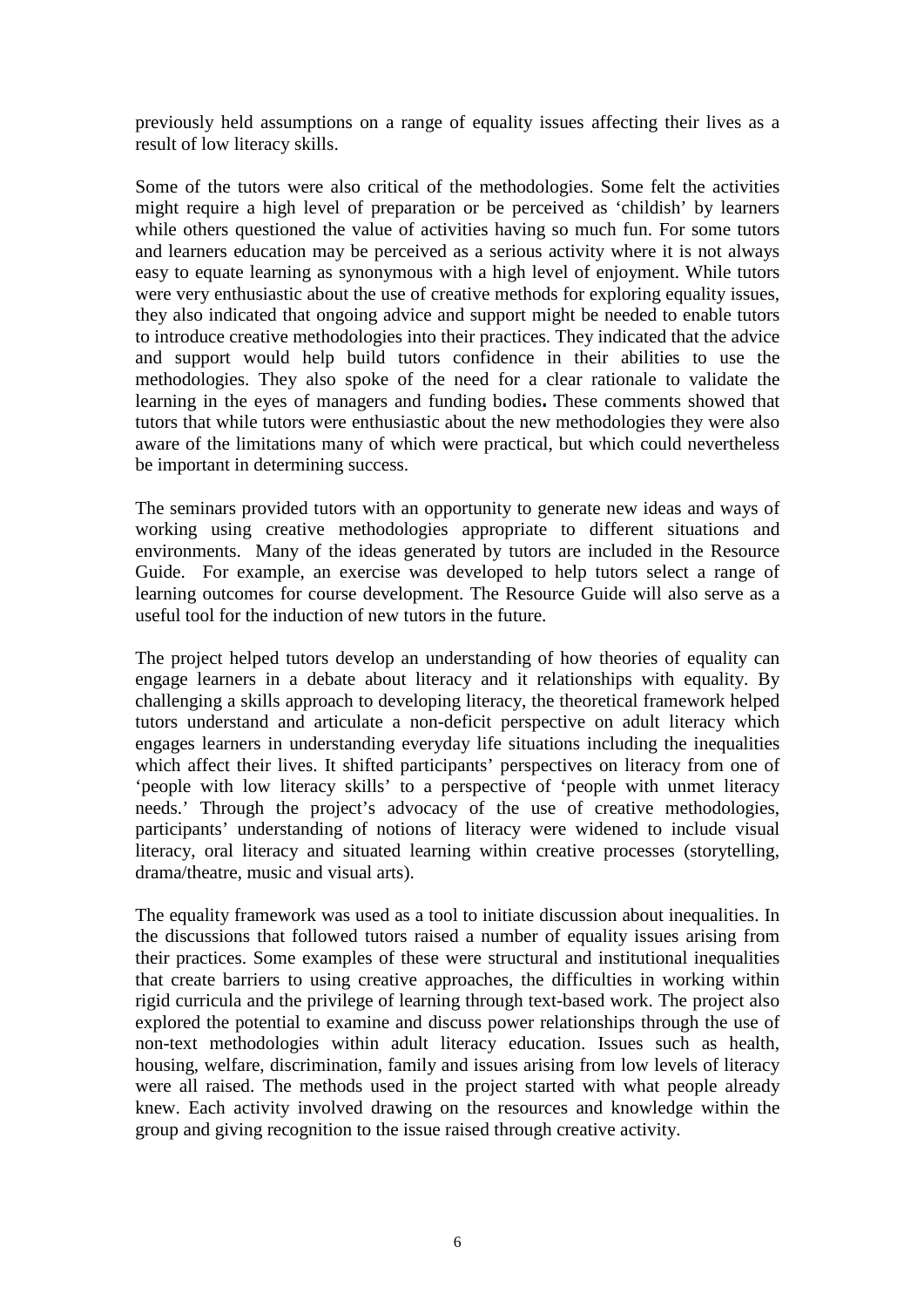previously held assumptions on a range of equality issues affecting their lives as a result of low literacy skills.

Some of the tutors were also critical of the methodologies. Some felt the activities might require a high level of preparation or be perceived as 'childish' by learners while others questioned the value of activities having so much fun. For some tutors and learners education may be perceived as a serious activity where it is not always easy to equate learning as synonymous with a high level of enjoyment. While tutors were very enthusiastic about the use of creative methods for exploring equality issues, they also indicated that ongoing advice and support might be needed to enable tutors to introduce creative methodologies into their practices. They indicated that the advice and support would help build tutors confidence in their abilities to use the methodologies. They also spoke of the need for a clear rationale to validate the learning in the eyes of managers and funding bodies**.** These comments showed that tutors that while tutors were enthusiastic about the new methodologies they were also aware of the limitations many of which were practical, but which could nevertheless be important in determining success.

The seminars provided tutors with an opportunity to generate new ideas and ways of working using creative methodologies appropriate to different situations and environments. Many of the ideas generated by tutors are included in the Resource Guide. For example, an exercise was developed to help tutors select a range of learning outcomes for course development. The Resource Guide will also serve as a useful tool for the induction of new tutors in the future.

The project helped tutors develop an understanding of how theories of equality can engage learners in a debate about literacy and it relationships with equality. By challenging a skills approach to developing literacy, the theoretical framework helped tutors understand and articulate a non-deficit perspective on adult literacy which engages learners in understanding everyday life situations including the inequalities which affect their lives. It shifted participants' perspectives on literacy from one of 'people with low literacy skills' to a perspective of 'people with unmet literacy needs.' Through the project's advocacy of the use of creative methodologies, participants' understanding of notions of literacy were widened to include visual literacy, oral literacy and situated learning within creative processes (storytelling, drama/theatre, music and visual arts).

The equality framework was used as a tool to initiate discussion about inequalities. In the discussions that followed tutors raised a number of equality issues arising from their practices. Some examples of these were structural and institutional inequalities that create barriers to using creative approaches, the difficulties in working within rigid curricula and the privilege of learning through text-based work. The project also explored the potential to examine and discuss power relationships through the use of non-text methodologies within adult literacy education. Issues such as health, housing, welfare, discrimination, family and issues arising from low levels of literacy were all raised. The methods used in the project started with what people already knew. Each activity involved drawing on the resources and knowledge within the group and giving recognition to the issue raised through creative activity.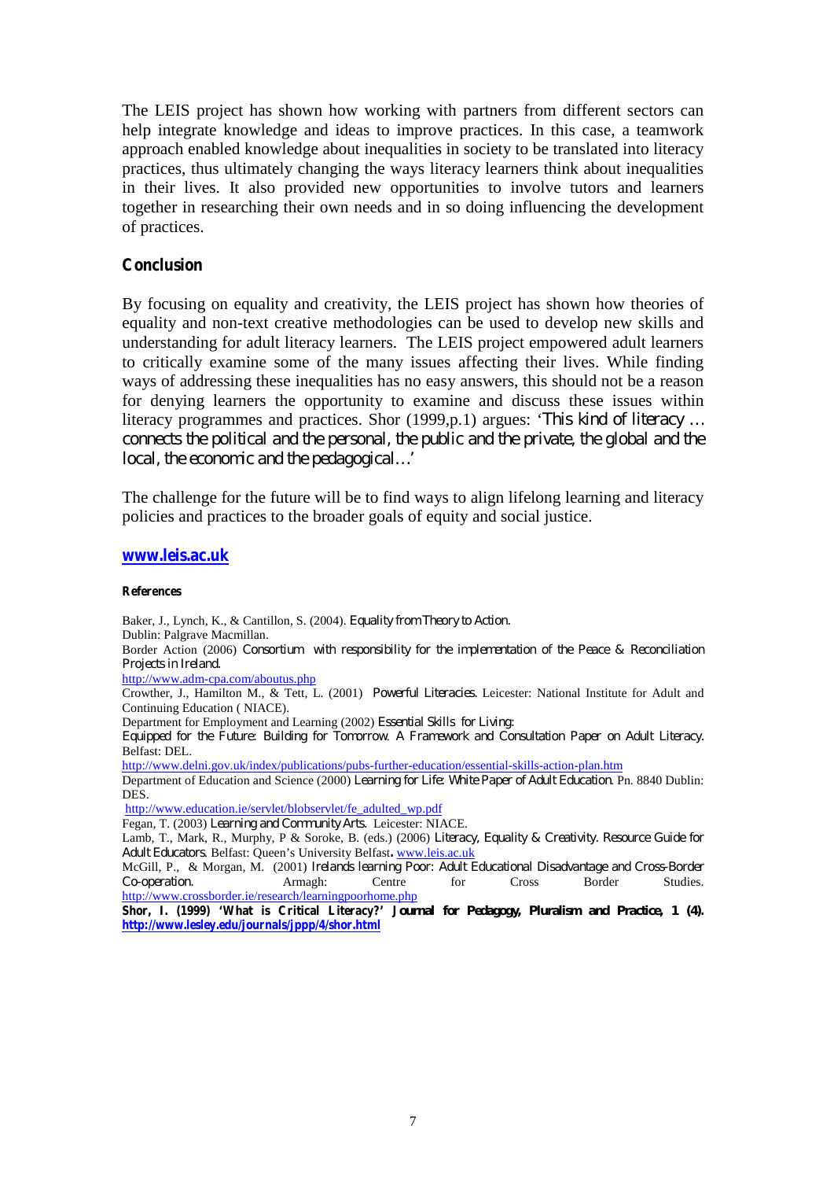The LEIS project has shown how working with partners from different sectors can help integrate knowledge and ideas to improve practices. In this case, a teamwork approach enabled knowledge about inequalities in society to be translated into literacy practices, thus ultimately changing the ways literacy learners think about inequalities in their lives. It also provided new opportunities to involve tutors and learners together in researching their own needs and in so doing influencing the development of practices.

## Conclusion

By focusing on equality and creativity, the LEIS project has shown how theories of equality and non-text creative methodologies can be used to develop new skills and understanding for adult literacy learners. The LEIS project empowered adult learners to critically examine some of the many issues affecting their lives. While finding ways of addressing these inequalities has no easy answers, this should not be a reason for denying learners the opportunity to examine and discuss these issues within literacy programmes and practices. Shor (1999,p.1) argues: 'This kind of literacy … connects the political and the personal, the public and the private, the global and the local, the economic and the pedagogical…'

The challenge for the future will be to find ways to align lifelong learning and literacy policies and practices to the broader goals of equity and social justice.

**www.leis.ac.uk**

#### References

Baker, J., Lynch, K., & Cantillon, S. (2004). *Equality from Theory to Action.* Dublin: Palgrave Macmillan.

Border Action (2006) *Consortium with responsibility for the implementation of the Peace & Reconciliation Projects in Ireland.* http://www.adm-cpa.com/aboutus.php

Crowther, J., Hamilton M., & Tett, L. (2001) *Powerful Literacies.* Leicester: National Institute for Adult and Continuing Education ( NIACE).

Department for Employment and Learning (2002) *Essential Skills for Living: Equipped for the Future: Building for Tomorrow. A Framework and Consultation Paper on Adult Literacy.* Belfast: DEL. http://www.delni.gov.uk/index/publications/pubs-further-education/essential-skills-action-plan.htm

Department of Education and Science (2000) *Learning for Life: White Paper of Adult Education.* Pn. 8840 Dublin: DES. http://www.education.ie/servlet/blobservlet/fe_adulted_wp.pdf

Fegan, T. (2003) *Learning and Community Arts.* Leicester: NIACE.

Lamb, T., Mark, R., Murphy, P & Soroke, B. (eds.) (2006) *Literacy, Equality & Creativity. Resource Guide for Adult Educators.* Belfast: Queen's University Belfast**.** www.leis.ac.uk

McGill, P., & Morgan, M. (2001) *Irelands learning Poor: Adult Educational Disadvantage and Cross-Border Co-operation.* Armagh: Centre for Cross Border Studies. http://www.crossborder.ie/research/learningpoorhome.php

**Shor, I. (1999) 'What is Critical Literacy?' *Journal for Pedagogy, Pluralism and Practice,* 1 (4). http://www.lesley.edu/journals/jppp/4/shor.html**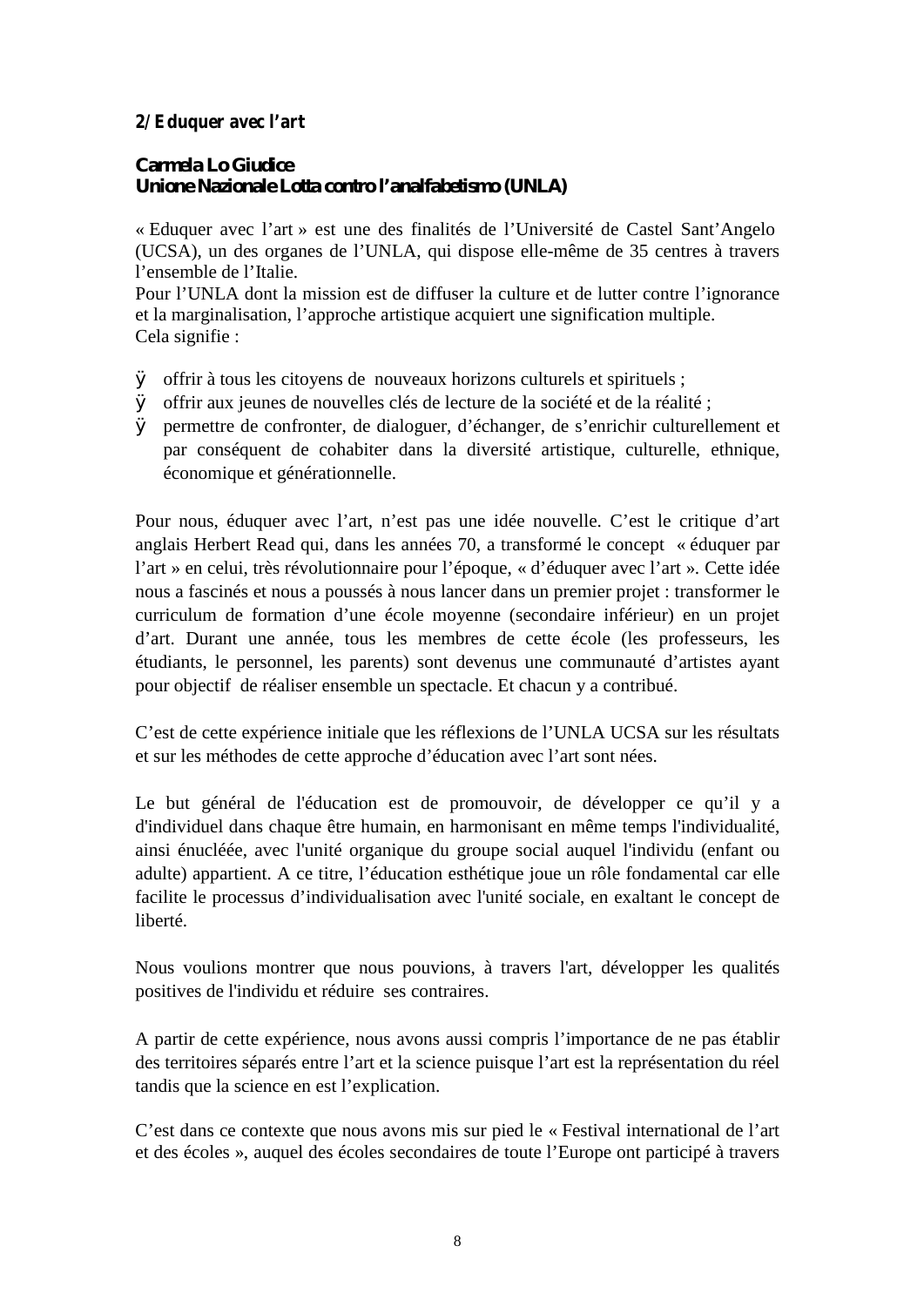**2/ Eduquer avec l'art**

**Carmela Lo Giudice**
**Unione Nazionale Lotta contro l'analfabetismo (UNLA)**

« Eduquer avec l'art » est une des finalités de l'Université de Castel Sant'Angelo (UCSA), un des organes de l'UNLA, qui dispose elle-même de 35 centres à travers l'ensemble de l'Italie.
Pour l'UNLA dont la mission est de diffuser la culture et de lutter contre l'ignorance et la marginalisation, l'approche artistique acquiert une signification multiple.
Cela signifie :

- offrir à tous les citoyens de nouveaux horizons culturels et spirituels ;
- offrir aux jeunes de nouvelles clés de lecture de la société et de la réalité ;
- permettre de confronter, de dialoguer, d'échanger, de s'enrichir culturellement et par conséquent de cohabiter dans la diversité artistique, culturelle, ethnique, économique et générationnelle.

Pour nous, éduquer avec l'art, n'est pas une idée nouvelle. C'est le critique d'art anglais Herbert Read qui, dans les années 70, a transformé le concept « éduquer par l'art » en celui, très révolutionnaire pour l'époque, « d'éduquer avec l'art ». Cette idée nous a fascinés et nous a poussés à nous lancer dans un premier projet : transformer le curriculum de formation d'une école moyenne (secondaire inférieur) en un projet d'art. Durant une année, tous les membres de cette école (les professeurs, les étudiants, le personnel, les parents) sont devenus une communauté d'artistes ayant pour objectif de réaliser ensemble un spectacle. Et chacun y a contribué.

C'est de cette expérience initiale que les réflexions de l'UNLA UCSA sur les résultats et sur les méthodes de cette approche d'éducation avec l'art sont nées.

Le but général de l'éducation est de promouvoir, de développer ce qu'il y a d'individuel dans chaque être humain, en harmonisant en même temps l'individualité, ainsi énucléée, avec l'unité organique du groupe social auquel l'individu (enfant ou adulte) appartient. A ce titre, l'éducation esthétique joue un rôle fondamental car elle facilite le processus d'individualisation avec l'unité sociale, en exaltant le concept de liberté.

Nous voulions montrer que nous pouvions, à travers l'art, développer les qualités positives de l'individu et réduire ses contraires.

A partir de cette expérience, nous avons aussi compris l'importance de ne pas établir des territoires séparés entre l'art et la science puisque l'art est la représentation du réel tandis que la science en est l'explication.

C'est dans ce contexte que nous avons mis sur pied le « Festival international de l'art et des écoles », auquel des écoles secondaires de toute l'Europe ont participé à travers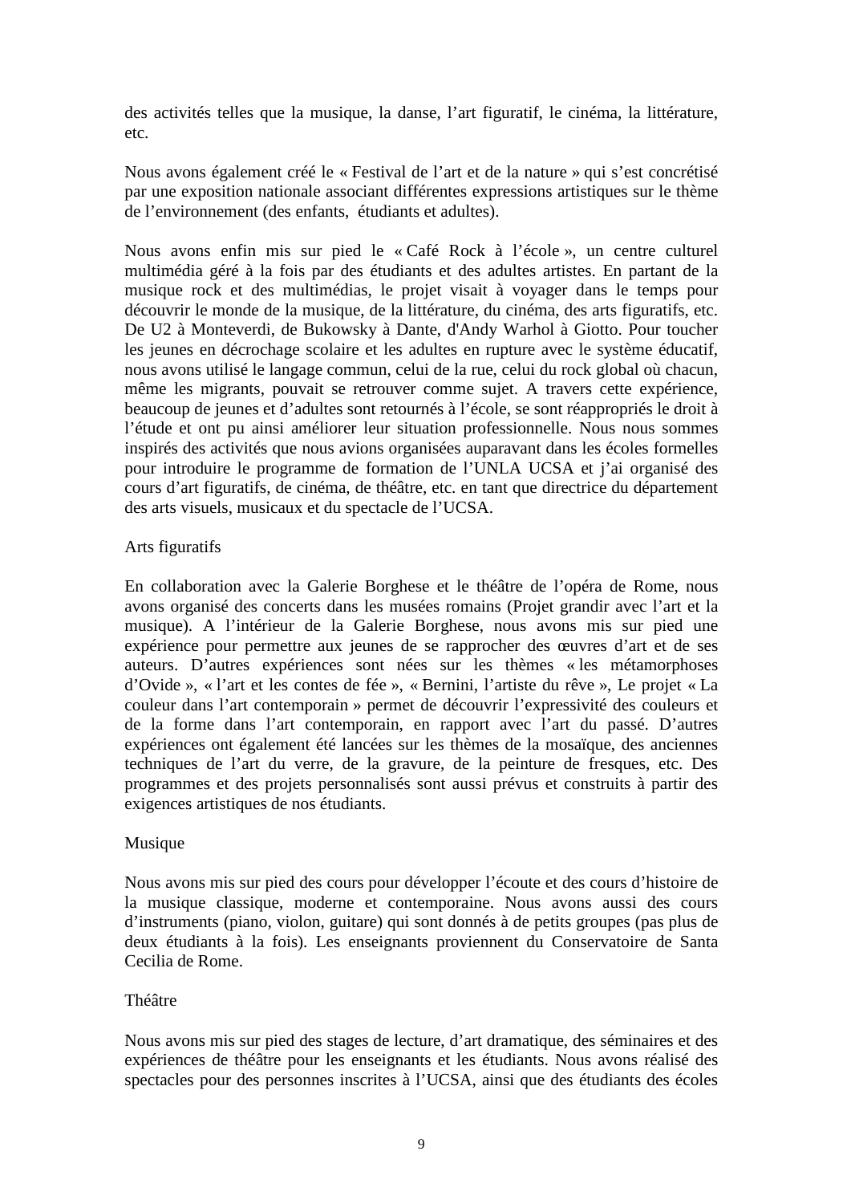des activités telles que la musique, la danse, l'art figuratif, le cinéma, la littérature, etc.

Nous avons également créé le « Festival de l'art et de la nature » qui s'est concrétisé par une exposition nationale associant différentes expressions artistiques sur le thème de l'environnement (des enfants, étudiants et adultes).

Nous avons enfin mis sur pied le « Café Rock à l'école », un centre culturel multimédia géré à la fois par des étudiants et des adultes artistes. En partant de la musique rock et des multimédias, le projet visait à voyager dans le temps pour découvrir le monde de la musique, de la littérature, du cinéma, des arts figuratifs, etc. De U2 à Monteverdi, de Bukowsky à Dante, d'Andy Warhol à Giotto. Pour toucher les jeunes en décrochage scolaire et les adultes en rupture avec le système éducatif, nous avons utilisé le langage commun, celui de la rue, celui du rock global où chacun, même les migrants, pouvait se retrouver comme sujet. A travers cette expérience, beaucoup de jeunes et d'adultes sont retournés à l'école, se sont réappropriés le droit à l'étude et ont pu ainsi améliorer leur situation professionnelle. Nous nous sommes inspirés des activités que nous avions organisées auparavant dans les écoles formelles pour introduire le programme de formation de l'UNLA UCSA et j'ai organisé des cours d'art figuratifs, de cinéma, de théâtre, etc. en tant que directrice du département des arts visuels, musicaux et du spectacle de l'UCSA.

Arts figuratifs

En collaboration avec la Galerie Borghese et le théâtre de l'opéra de Rome, nous avons organisé des concerts dans les musées romains (Projet grandir avec l'art et la musique). A l'intérieur de la Galerie Borghese, nous avons mis sur pied une expérience pour permettre aux jeunes de se rapprocher des œuvres d'art et de ses auteurs. D'autres expériences sont nées sur les thèmes « les métamorphoses d'Ovide », « l'art et les contes de fée », « Bernini, l'artiste du rêve », Le projet « La couleur dans l'art contemporain » permet de découvrir l'expressivité des couleurs et de la forme dans l'art contemporain, en rapport avec l'art du passé. D'autres expériences ont également été lancées sur les thèmes de la mosaïque, des anciennes techniques de l'art du verre, de la gravure, de la peinture de fresques, etc. Des programmes et des projets personnalisés sont aussi prévus et construits à partir des exigences artistiques de nos étudiants.

Musique

Nous avons mis sur pied des cours pour développer l'écoute et des cours d'histoire de la musique classique, moderne et contemporaine. Nous avons aussi des cours d'instruments (piano, violon, guitare) qui sont donnés à de petits groupes (pas plus de deux étudiants à la fois). Les enseignants proviennent du Conservatoire de Santa Cecilia de Rome.

Théâtre

Nous avons mis sur pied des stages de lecture, d'art dramatique, des séminaires et des expériences de théâtre pour les enseignants et les étudiants. Nous avons réalisé des spectacles pour des personnes inscrites à l'UCSA, ainsi que des étudiants des écoles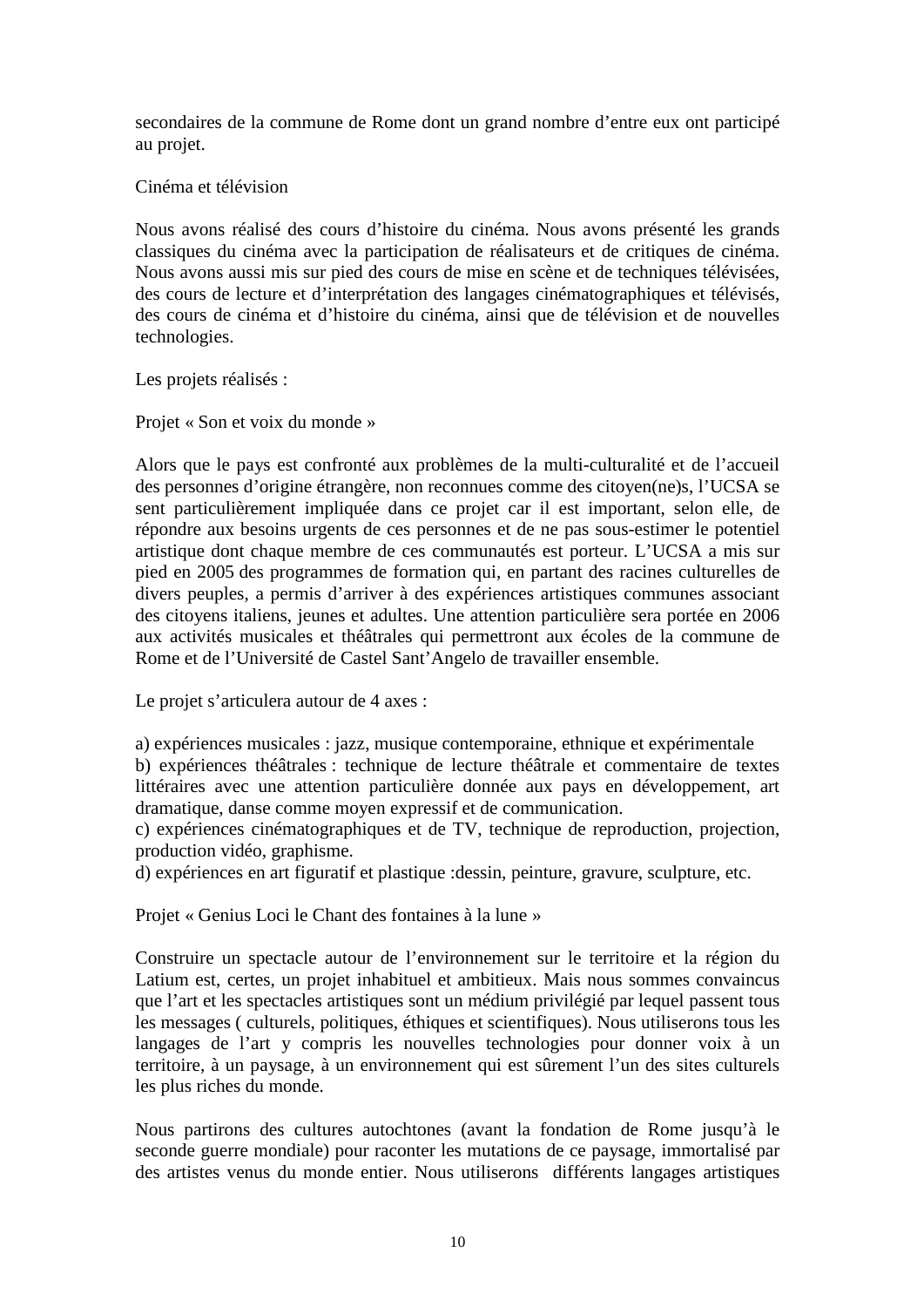secondaires de la commune de Rome dont un grand nombre d'entre eux ont participé au projet.

Cinéma et télévision

Nous avons réalisé des cours d'histoire du cinéma. Nous avons présenté les grands classiques du cinéma avec la participation de réalisateurs et de critiques de cinéma. Nous avons aussi mis sur pied des cours de mise en scène et de techniques télévisées, des cours de lecture et d'interprétation des langages cinématographiques et télévisés, des cours de cinéma et d'histoire du cinéma, ainsi que de télévision et de nouvelles technologies.

Les projets réalisés :

Projet « Son et voix du monde »

Alors que le pays est confronté aux problèmes de la multi-culturalité et de l'accueil des personnes d'origine étrangère, non reconnues comme des citoyen(ne)s, l'UCSA se sent particulièrement impliquée dans ce projet car il est important, selon elle, de répondre aux besoins urgents de ces personnes et de ne pas sous-estimer le potentiel artistique dont chaque membre de ces communautés est porteur. L'UCSA a mis sur pied en 2005 des programmes de formation qui, en partant des racines culturelles de divers peuples, a permis d'arriver à des expériences artistiques communes associant des citoyens italiens, jeunes et adultes. Une attention particulière sera portée en 2006 aux activités musicales et théâtrales qui permettront aux écoles de la commune de Rome et de l'Université de Castel Sant'Angelo de travailler ensemble.

Le projet s'articulera autour de 4 axes :

a) expériences musicales : jazz, musique contemporaine, ethnique et expérimentale
b) expériences théâtrales : technique de lecture théâtrale et commentaire de textes littéraires avec une attention particulière donnée aux pays en développement, art dramatique, danse comme moyen expressif et de communication.
c) expériences cinématographiques et de TV, technique de reproduction, projection, production vidéo, graphisme.
d) expériences en art figuratif et plastique :dessin, peinture, gravure, sculpture, etc.

Projet « Genius Loci le Chant des fontaines à la lune »

Construire un spectacle autour de l'environnement sur le territoire et la région du Latium est, certes, un projet inhabituel et ambitieux. Mais nous sommes convaincus que l'art et les spectacles artistiques sont un médium privilégié par lequel passent tous les messages ( culturels, politiques, éthiques et scientifiques). Nous utiliserons tous les langages de l'art y compris les nouvelles technologies pour donner voix à un territoire, à un paysage, à un environnement qui est sûrement l'un des sites culturels les plus riches du monde.

Nous partirons des cultures autochtones (avant la fondation de Rome jusqu'à le seconde guerre mondiale) pour raconter les mutations de ce paysage, immortalisé par des artistes venus du monde entier. Nous utiliserons différents langages artistiques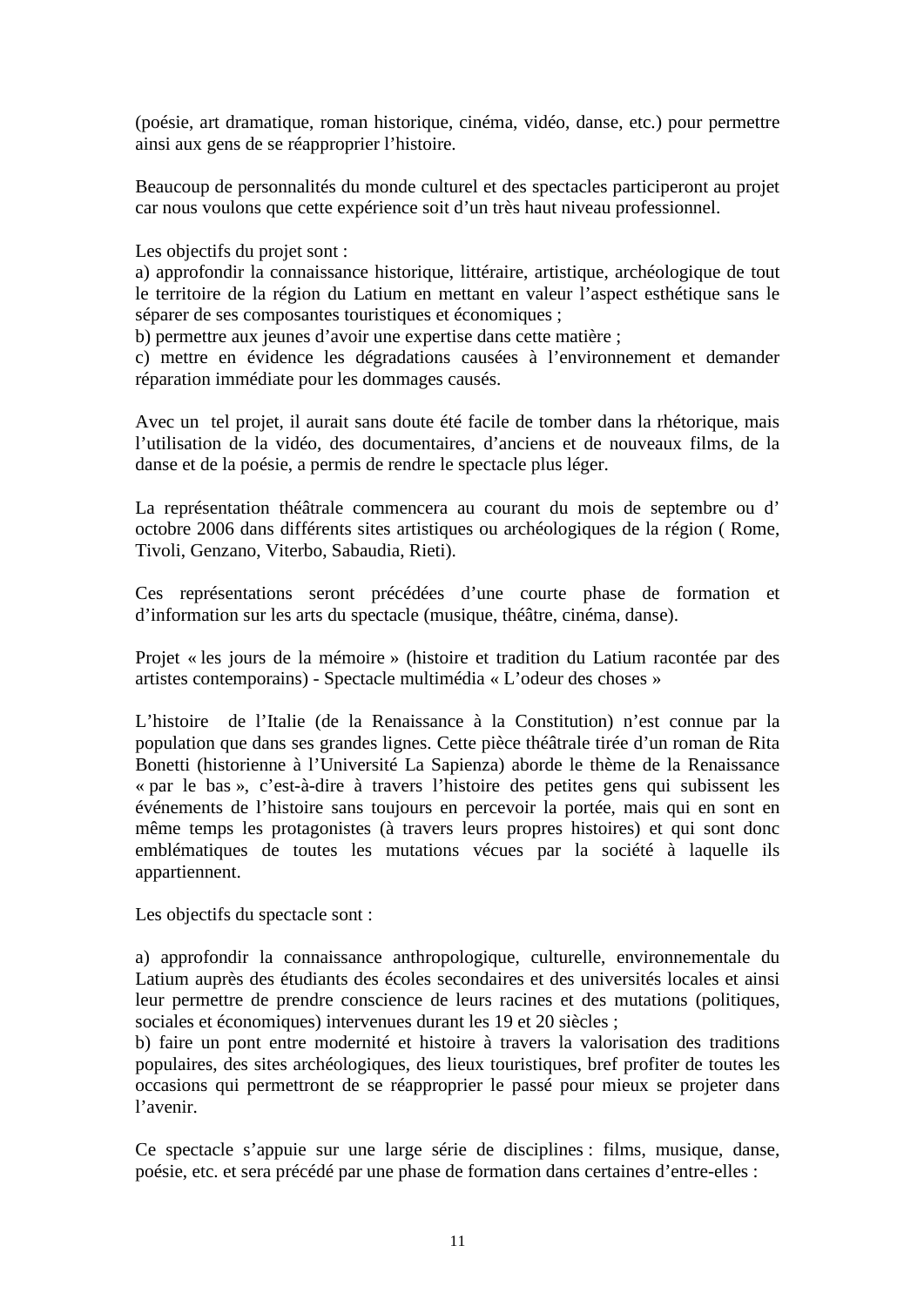(poésie, art dramatique, roman historique, cinéma, vidéo, danse, etc.) pour permettre ainsi aux gens de se réapproprier l'histoire.

Beaucoup de personnalités du monde culturel et des spectacles participeront au projet car nous voulons que cette expérience soit d'un très haut niveau professionnel.

Les objectifs du projet sont :
a) approfondir la connaissance historique, littéraire, artistique, archéologique de tout le territoire de la région du Latium en mettant en valeur l'aspect esthétique sans le séparer de ses composantes touristiques et économiques ;
b) permettre aux jeunes d'avoir une expertise dans cette matière ;
c) mettre en évidence les dégradations causées à l'environnement et demander réparation immédiate pour les dommages causés.

Avec un tel projet, il aurait sans doute été facile de tomber dans la rhétorique, mais l'utilisation de la vidéo, des documentaires, d'anciens et de nouveaux films, de la danse et de la poésie, a permis de rendre le spectacle plus léger.

La représentation théâtrale commencera au courant du mois de septembre ou d' octobre 2006 dans différents sites artistiques ou archéologiques de la région ( Rome, Tivoli, Genzano, Viterbo, Sabaudia, Rieti).

Ces représentations seront précédées d'une courte phase de formation et d'information sur les arts du spectacle (musique, théâtre, cinéma, danse).

Projet « les jours de la mémoire » (histoire et tradition du Latium racontée par des artistes contemporains) - Spectacle multimédia « L'odeur des choses »

L'histoire de l'Italie (de la Renaissance à la Constitution) n'est connue par la population que dans ses grandes lignes. Cette pièce théâtrale tirée d'un roman de Rita Bonetti (historienne à l'Université La Sapienza) aborde le thème de la Renaissance « par le bas », c'est-à-dire à travers l'histoire des petites gens qui subissent les événements de l'histoire sans toujours en percevoir la portée, mais qui en sont en même temps les protagonistes (à travers leurs propres histoires) et qui sont donc emblématiques de toutes les mutations vécues par la société à laquelle ils appartiennent.

Les objectifs du spectacle sont :

a) approfondir la connaissance anthropologique, culturelle, environnementale du Latium auprès des étudiants des écoles secondaires et des universités locales et ainsi leur permettre de prendre conscience de leurs racines et des mutations (politiques, sociales et économiques) intervenues durant les 19 et 20 siècles ;
b) faire un pont entre modernité et histoire à travers la valorisation des traditions populaires, des sites archéologiques, des lieux touristiques, bref profiter de toutes les occasions qui permettront de se réapproprier le passé pour mieux se projeter dans l'avenir.

Ce spectacle s'appuie sur une large série de disciplines : films, musique, danse, poésie, etc. et sera précédé par une phase de formation dans certaines d'entre-elles :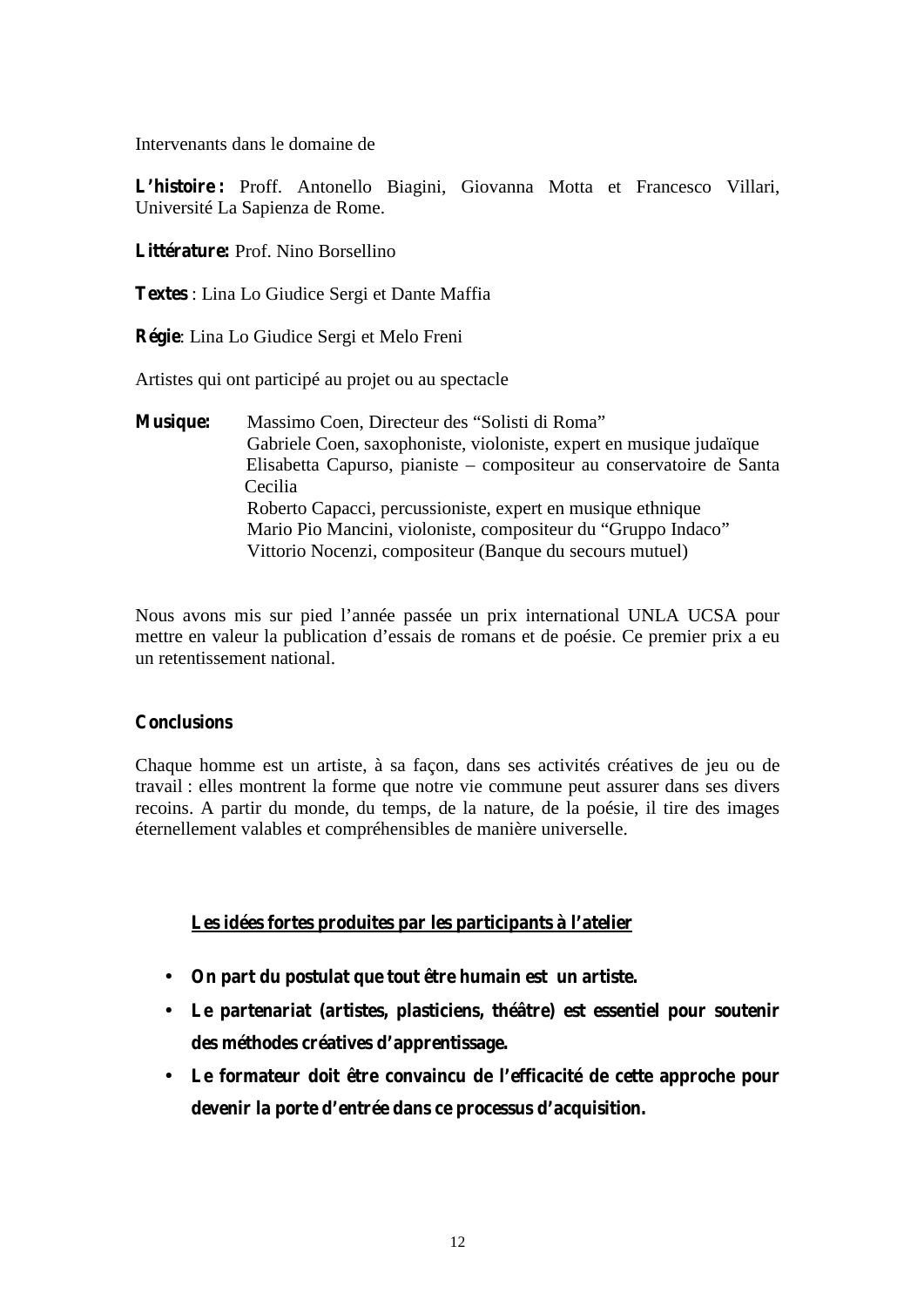Intervenants dans le domaine de

**L'histoire :** Proff. Antonello Biagini, Giovanna Motta et Francesco Villari, Université La Sapienza de Rome.

**Littérature:** Prof. Nino Borsellino

**Textes** : Lina Lo Giudice Sergi et Dante Maffia

**Régie**: Lina Lo Giudice Sergi et Melo Freni

Artistes qui ont participé au projet ou au spectacle

**Musique:** Massimo Coen, Directeur des "Solisti di Roma"
Gabriele Coen, saxophoniste, violoniste, expert en musique judaïque
Elisabetta Capurso, pianiste – compositeur au conservatoire de Santa Cecilia
Roberto Capacci, percussioniste, expert en musique ethnique
Mario Pio Mancini, violoniste, compositeur du "Gruppo Indaco"
Vittorio Nocenzi, compositeur (Banque du secours mutuel)

Nous avons mis sur pied l'année passée un prix international UNLA UCSA pour mettre en valeur la publication d'essais de romans et de poésie. Ce premier prix a eu un retentissement national.

## Conclusions

Chaque homme est un artiste, à sa façon, dans ses activités créatives de jeu ou de travail : elles montrent la forme que notre vie commune peut assurer dans ses divers recoins. A partir du monde, du temps, de la nature, de la poésie, il tire des images éternellement valables et compréhensibles de manière universelle.

### Les idées fortes produites par les participants à l'atelier

- **On part du postulat que tout être humain est un artiste.**
- **Le partenariat (artistes, plasticiens, théâtre) est essentiel pour soutenir des méthodes créatives d'apprentissage.**
- **Le formateur doit être convaincu de l'efficacité de cette approche pour devenir la porte d'entrée dans ce processus d'acquisition.**